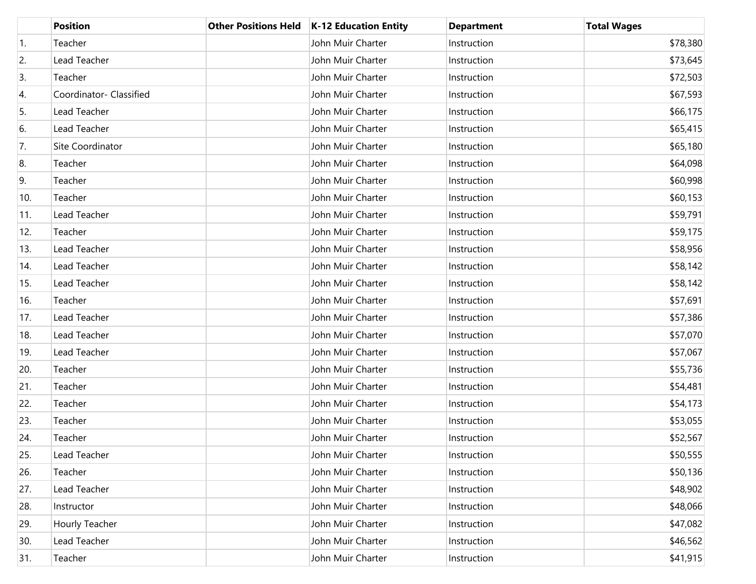| | Position | Other Positions Held | K-12 Education Entity | Department | Total Wages |
|---|---|---|---|---|---|
| 1. | Teacher | | John Muir Charter | Instruction | $78,380 |
| 2. | Lead Teacher | | John Muir Charter | Instruction | $73,645 |
| 3. | Teacher | | John Muir Charter | Instruction | $72,503 |
| 4. | Coordinator- Classified | | John Muir Charter | Instruction | $67,593 |
| 5. | Lead Teacher | | John Muir Charter | Instruction | $66,175 |
| 6. | Lead Teacher | | John Muir Charter | Instruction | $65,415 |
| 7. | Site Coordinator | | John Muir Charter | Instruction | $65,180 |
| 8. | Teacher | | John Muir Charter | Instruction | $64,098 |
| 9. | Teacher | | John Muir Charter | Instruction | $60,998 |
| 10. | Teacher | | John Muir Charter | Instruction | $60,153 |
| 11. | Lead Teacher | | John Muir Charter | Instruction | $59,791 |
| 12. | Teacher | | John Muir Charter | Instruction | $59,175 |
| 13. | Lead Teacher | | John Muir Charter | Instruction | $58,956 |
| 14. | Lead Teacher | | John Muir Charter | Instruction | $58,142 |
| 15. | Lead Teacher | | John Muir Charter | Instruction | $58,142 |
| 16. | Teacher | | John Muir Charter | Instruction | $57,691 |
| 17. | Lead Teacher | | John Muir Charter | Instruction | $57,386 |
| 18. | Lead Teacher | | John Muir Charter | Instruction | $57,070 |
| 19. | Lead Teacher | | John Muir Charter | Instruction | $57,067 |
| 20. | Teacher | | John Muir Charter | Instruction | $55,736 |
| 21. | Teacher | | John Muir Charter | Instruction | $54,481 |
| 22. | Teacher | | John Muir Charter | Instruction | $54,173 |
| 23. | Teacher | | John Muir Charter | Instruction | $53,055 |
| 24. | Teacher | | John Muir Charter | Instruction | $52,567 |
| 25. | Lead Teacher | | John Muir Charter | Instruction | $50,555 |
| 26. | Teacher | | John Muir Charter | Instruction | $50,136 |
| 27. | Lead Teacher | | John Muir Charter | Instruction | $48,902 |
| 28. | Instructor | | John Muir Charter | Instruction | $48,066 |
| 29. | Hourly Teacher | | John Muir Charter | Instruction | $47,082 |
| 30. | Lead Teacher | | John Muir Charter | Instruction | $46,562 |
| 31. | Teacher | | John Muir Charter | Instruction | $41,915 |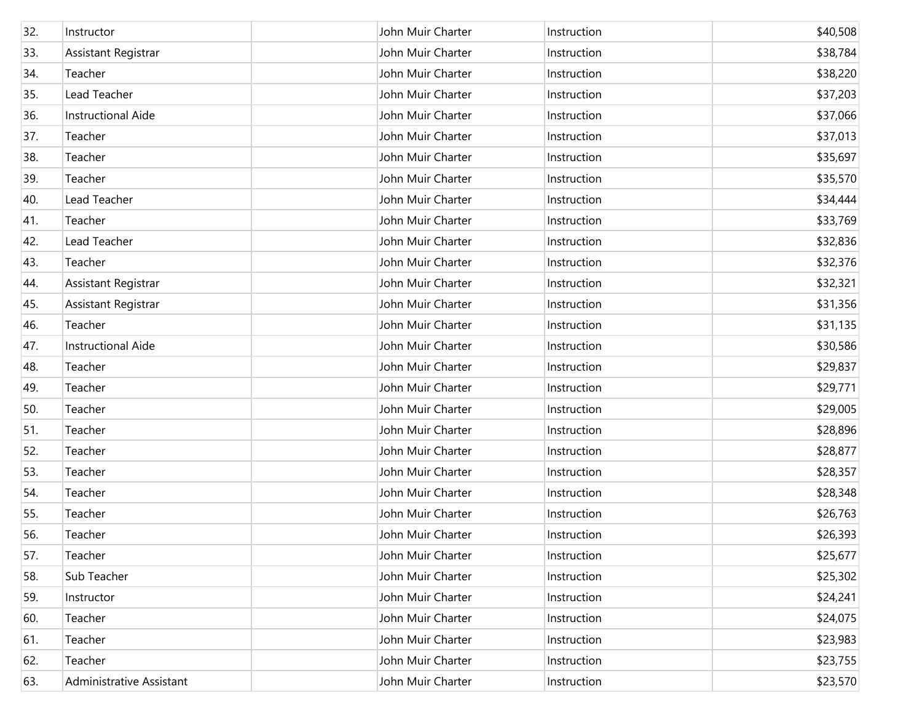| | | | | | |
|---|---|---|---|---|---|
| 32. | Instructor | | John Muir Charter | Instruction | $40,508 |
| 33. | Assistant Registrar | | John Muir Charter | Instruction | $38,784 |
| 34. | Teacher | | John Muir Charter | Instruction | $38,220 |
| 35. | Lead Teacher | | John Muir Charter | Instruction | $37,203 |
| 36. | Instructional Aide | | John Muir Charter | Instruction | $37,066 |
| 37. | Teacher | | John Muir Charter | Instruction | $37,013 |
| 38. | Teacher | | John Muir Charter | Instruction | $35,697 |
| 39. | Teacher | | John Muir Charter | Instruction | $35,570 |
| 40. | Lead Teacher | | John Muir Charter | Instruction | $34,444 |
| 41. | Teacher | | John Muir Charter | Instruction | $33,769 |
| 42. | Lead Teacher | | John Muir Charter | Instruction | $32,836 |
| 43. | Teacher | | John Muir Charter | Instruction | $32,376 |
| 44. | Assistant Registrar | | John Muir Charter | Instruction | $32,321 |
| 45. | Assistant Registrar | | John Muir Charter | Instruction | $31,356 |
| 46. | Teacher | | John Muir Charter | Instruction | $31,135 |
| 47. | Instructional Aide | | John Muir Charter | Instruction | $30,586 |
| 48. | Teacher | | John Muir Charter | Instruction | $29,837 |
| 49. | Teacher | | John Muir Charter | Instruction | $29,771 |
| 50. | Teacher | | John Muir Charter | Instruction | $29,005 |
| 51. | Teacher | | John Muir Charter | Instruction | $28,896 |
| 52. | Teacher | | John Muir Charter | Instruction | $28,877 |
| 53. | Teacher | | John Muir Charter | Instruction | $28,357 |
| 54. | Teacher | | John Muir Charter | Instruction | $28,348 |
| 55. | Teacher | | John Muir Charter | Instruction | $26,763 |
| 56. | Teacher | | John Muir Charter | Instruction | $26,393 |
| 57. | Teacher | | John Muir Charter | Instruction | $25,677 |
| 58. | Sub Teacher | | John Muir Charter | Instruction | $25,302 |
| 59. | Instructor | | John Muir Charter | Instruction | $24,241 |
| 60. | Teacher | | John Muir Charter | Instruction | $24,075 |
| 61. | Teacher | | John Muir Charter | Instruction | $23,983 |
| 62. | Teacher | | John Muir Charter | Instruction | $23,755 |
| 63. | Administrative Assistant | | John Muir Charter | Instruction | $23,570 |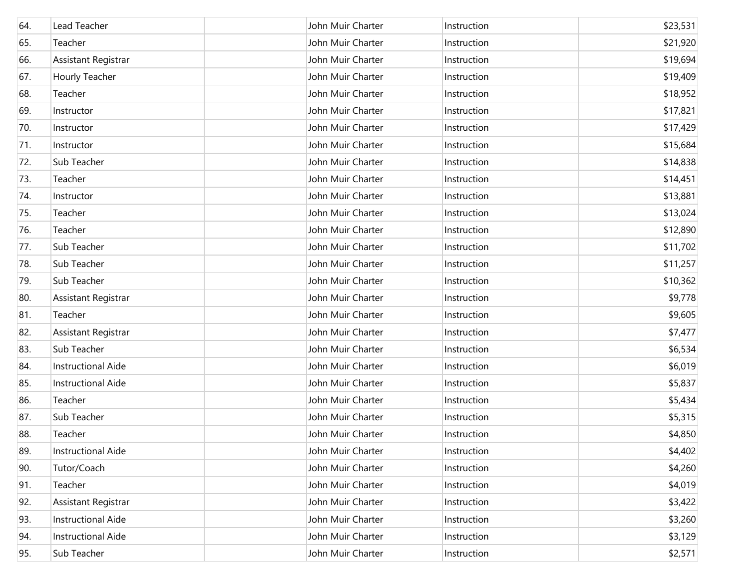| | | | | | |
|---|---|---|---|---|---|
| 64. | Lead Teacher | | John Muir Charter | Instruction | $23,531 |
| 65. | Teacher | | John Muir Charter | Instruction | $21,920 |
| 66. | Assistant Registrar | | John Muir Charter | Instruction | $19,694 |
| 67. | Hourly Teacher | | John Muir Charter | Instruction | $19,409 |
| 68. | Teacher | | John Muir Charter | Instruction | $18,952 |
| 69. | Instructor | | John Muir Charter | Instruction | $17,821 |
| 70. | Instructor | | John Muir Charter | Instruction | $17,429 |
| 71. | Instructor | | John Muir Charter | Instruction | $15,684 |
| 72. | Sub Teacher | | John Muir Charter | Instruction | $14,838 |
| 73. | Teacher | | John Muir Charter | Instruction | $14,451 |
| 74. | Instructor | | John Muir Charter | Instruction | $13,881 |
| 75. | Teacher | | John Muir Charter | Instruction | $13,024 |
| 76. | Teacher | | John Muir Charter | Instruction | $12,890 |
| 77. | Sub Teacher | | John Muir Charter | Instruction | $11,702 |
| 78. | Sub Teacher | | John Muir Charter | Instruction | $11,257 |
| 79. | Sub Teacher | | John Muir Charter | Instruction | $10,362 |
| 80. | Assistant Registrar | | John Muir Charter | Instruction | $9,778 |
| 81. | Teacher | | John Muir Charter | Instruction | $9,605 |
| 82. | Assistant Registrar | | John Muir Charter | Instruction | $7,477 |
| 83. | Sub Teacher | | John Muir Charter | Instruction | $6,534 |
| 84. | Instructional Aide | | John Muir Charter | Instruction | $6,019 |
| 85. | Instructional Aide | | John Muir Charter | Instruction | $5,837 |
| 86. | Teacher | | John Muir Charter | Instruction | $5,434 |
| 87. | Sub Teacher | | John Muir Charter | Instruction | $5,315 |
| 88. | Teacher | | John Muir Charter | Instruction | $4,850 |
| 89. | Instructional Aide | | John Muir Charter | Instruction | $4,402 |
| 90. | Tutor/Coach | | John Muir Charter | Instruction | $4,260 |
| 91. | Teacher | | John Muir Charter | Instruction | $4,019 |
| 92. | Assistant Registrar | | John Muir Charter | Instruction | $3,422 |
| 93. | Instructional Aide | | John Muir Charter | Instruction | $3,260 |
| 94. | Instructional Aide | | John Muir Charter | Instruction | $3,129 |
| 95. | Sub Teacher | | John Muir Charter | Instruction | $2,571 |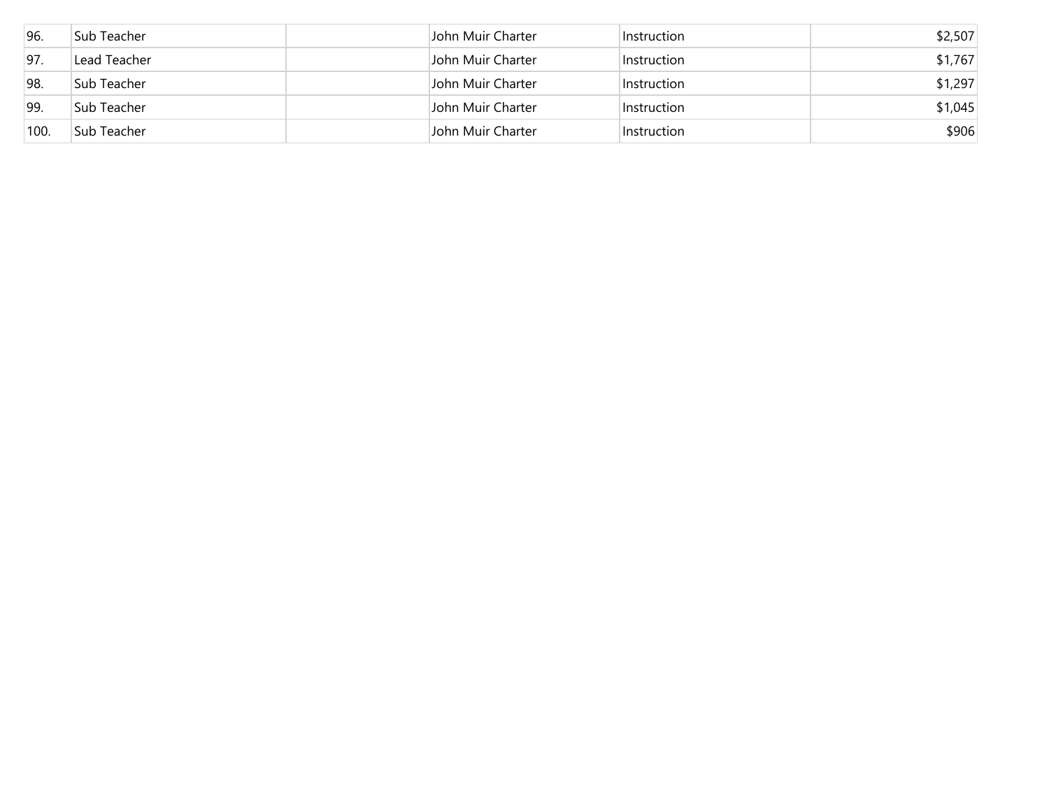| | | | | | |
|---|---|---|---|---|---|
| 96. | Sub Teacher | | John Muir Charter | Instruction | $2,507 |
| 97. | Lead Teacher | | John Muir Charter | Instruction | $1,767 |
| 98. | Sub Teacher | | John Muir Charter | Instruction | $1,297 |
| 99. | Sub Teacher | | John Muir Charter | Instruction | $1,045 |
| 100. | Sub Teacher | | John Muir Charter | Instruction | $906 |